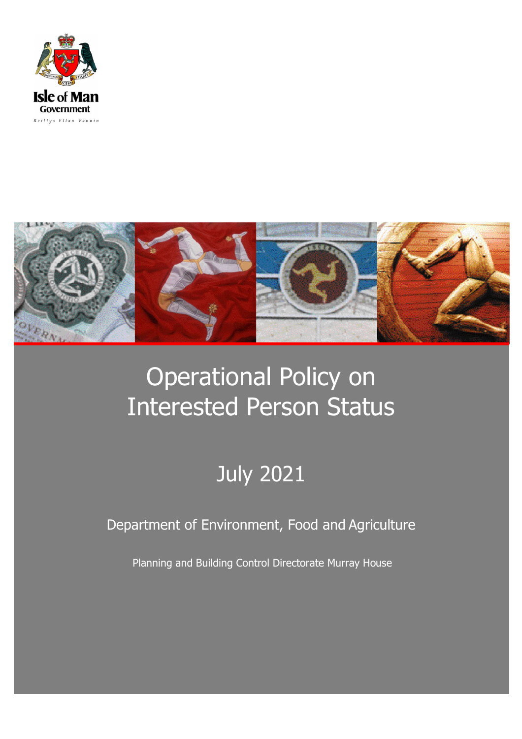Isle of Man Government

Reiltys Ellan Vannin

# Operational Policy on Interested Person Status

## July 2021

Department of Environment, Food and Agriculture

Planning and Building Control Directorate Murray House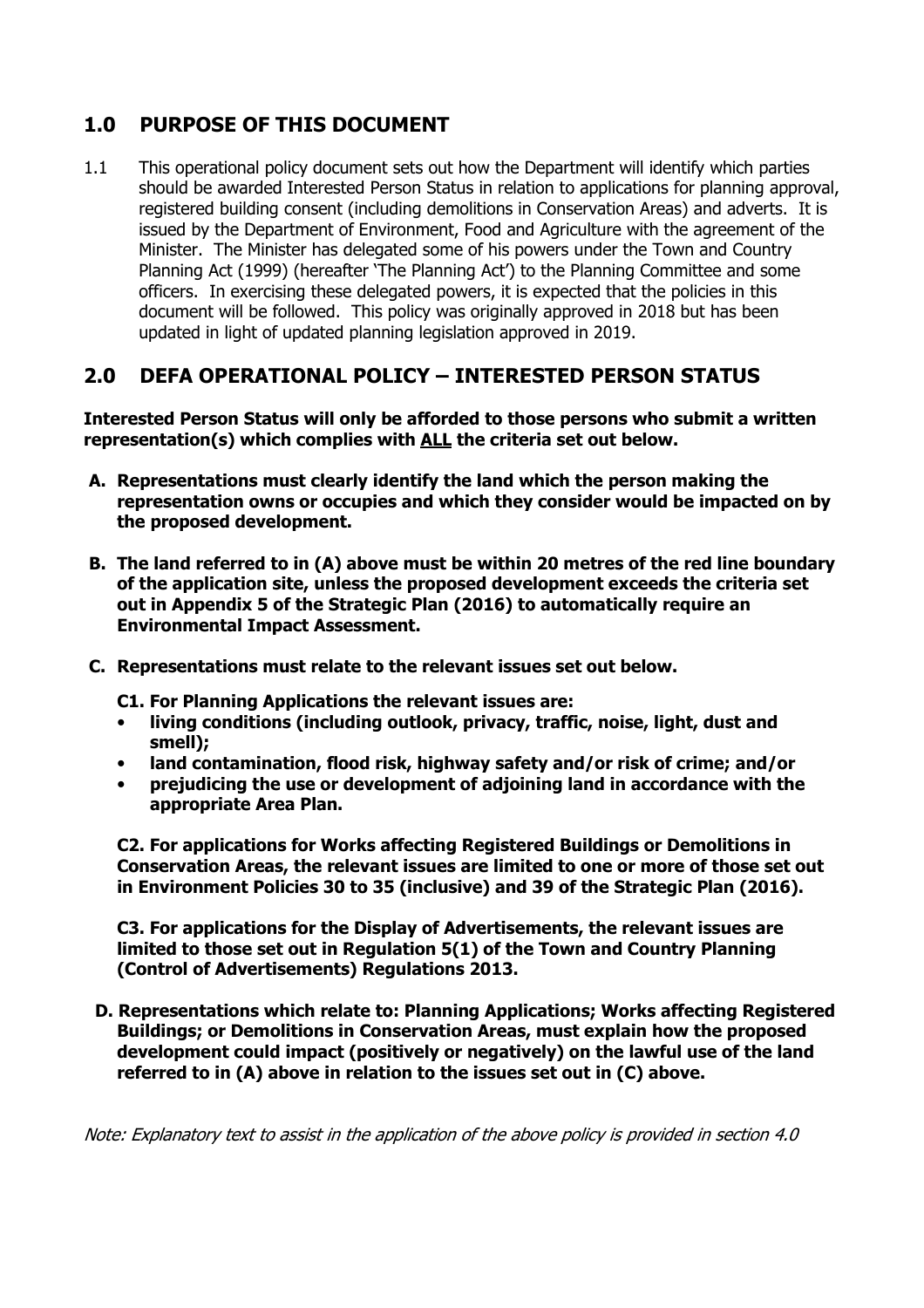## 1.0 PURPOSE OF THIS DOCUMENT

1.1 This operational policy document sets out how the Department will identify which parties should be awarded Interested Person Status in relation to applications for planning approval, registered building consent (including demolitions in Conservation Areas) and adverts. It is issued by the Department of Environment, Food and Agriculture with the agreement of the Minister. The Minister has delegated some of his powers under the Town and Country Planning Act (1999) (hereafter 'The Planning Act') to the Planning Committee and some officers. In exercising these delegated powers, it is expected that the policies in this document will be followed. This policy was originally approved in 2018 but has been updated in light of updated planning legislation approved in 2019.

## 2.0 DEFA OPERATIONAL POLICY – INTERESTED PERSON STATUS

**Interested Person Status will only be afforded to those persons who submit a written representation(s) which complies with ALL the criteria set out below.**

**A. Representations must clearly identify the land which the person making the representation owns or occupies and which they consider would be impacted on by the proposed development.**

**B. The land referred to in (A) above must be within 20 metres of the red line boundary of the application site, unless the proposed development exceeds the criteria set out in Appendix 5 of the Strategic Plan (2016) to automatically require an Environmental Impact Assessment.**

**C. Representations must relate to the relevant issues set out below.**

**C1. For Planning Applications the relevant issues are:**

- **living conditions (including outlook, privacy, traffic, noise, light, dust and smell);**
- **land contamination, flood risk, highway safety and/or risk of crime; and/or**
- **prejudicing the use or development of adjoining land in accordance with the appropriate Area Plan.**

**C2. For applications for Works affecting Registered Buildings or Demolitions in Conservation Areas, the relevant issues are limited to one or more of those set out in Environment Policies 30 to 35 (inclusive) and 39 of the Strategic Plan (2016).**

**C3. For applications for the Display of Advertisements, the relevant issues are limited to those set out in Regulation 5(1) of the Town and Country Planning (Control of Advertisements) Regulations 2013.**

**D. Representations which relate to: Planning Applications; Works affecting Registered Buildings; or Demolitions in Conservation Areas, must explain how the proposed development could impact (positively or negatively) on the lawful use of the land referred to in (A) above in relation to the issues set out in (C) above.**

*Note: Explanatory text to assist in the application of the above policy is provided in section 4.0*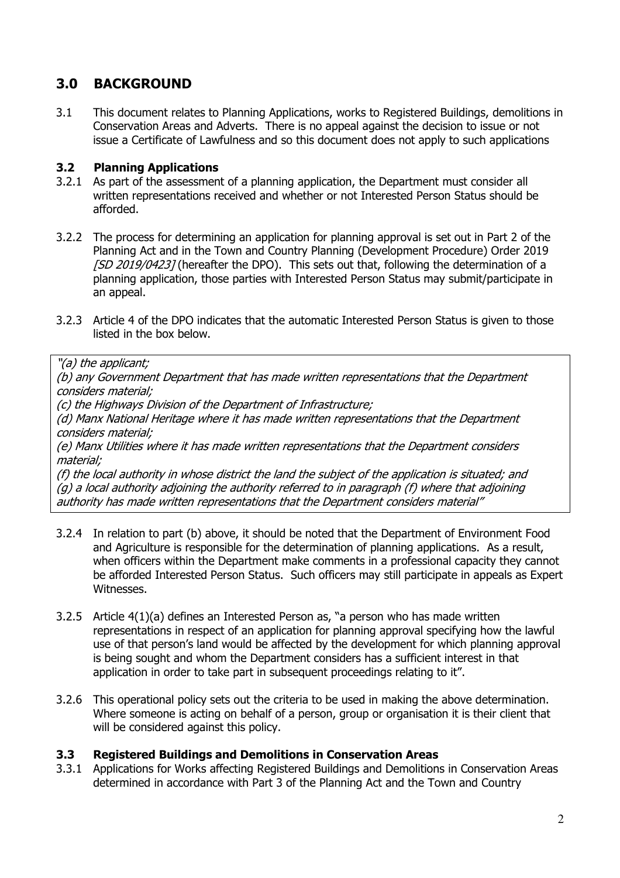## 3.0 BACKGROUND

3.1 This document relates to Planning Applications, works to Registered Buildings, demolitions in Conservation Areas and Adverts. There is no appeal against the decision to issue or not issue a Certificate of Lawfulness and so this document does not apply to such applications

### 3.2 Planning Applications

3.2.1 As part of the assessment of a planning application, the Department must consider all written representations received and whether or not Interested Person Status should be afforded.

3.2.2 The process for determining an application for planning approval is set out in Part 2 of the Planning Act and in the Town and Country Planning (Development Procedure) Order 2019 *[SD 2019/0423]* (hereafter the DPO). This sets out that, following the determination of a planning application, those parties with Interested Person Status may submit/participate in an appeal.

3.2.3 Article 4 of the DPO indicates that the automatic Interested Person Status is given to those listed in the box below.

> *"(a) the applicant;*
> *(b) any Government Department that has made written representations that the Department considers material;*
> *(c) the Highways Division of the Department of Infrastructure;*
> *(d) Manx National Heritage where it has made written representations that the Department considers material;*
> *(e) Manx Utilities where it has made written representations that the Department considers material;*
> *(f) the local authority in whose district the land the subject of the application is situated; and*
> *(g) a local authority adjoining the authority referred to in paragraph (f) where that adjoining authority has made written representations that the Department considers material"*

3.2.4 In relation to part (b) above, it should be noted that the Department of Environment Food and Agriculture is responsible for the determination of planning applications. As a result, when officers within the Department make comments in a professional capacity they cannot be afforded Interested Person Status. Such officers may still participate in appeals as Expert Witnesses.

3.2.5 Article 4(1)(a) defines an Interested Person as, "a person who has made written representations in respect of an application for planning approval specifying how the lawful use of that person's land would be affected by the development for which planning approval is being sought and whom the Department considers has a sufficient interest in that application in order to take part in subsequent proceedings relating to it".

3.2.6 This operational policy sets out the criteria to be used in making the above determination. Where someone is acting on behalf of a person, group or organisation it is their client that will be considered against this policy.

### 3.3 Registered Buildings and Demolitions in Conservation Areas

3.3.1 Applications for Works affecting Registered Buildings and Demolitions in Conservation Areas determined in accordance with Part 3 of the Planning Act and the Town and Country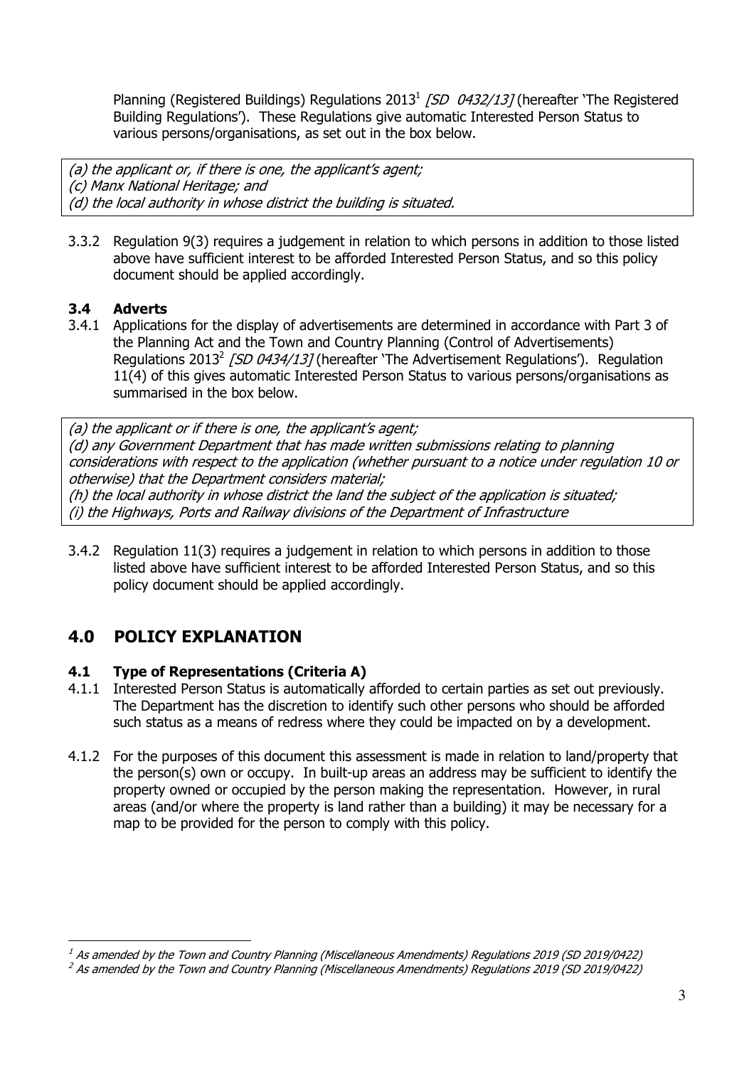Planning (Registered Buildings) Regulations 2013[1] *[SD 0432/13]* (hereafter 'The Registered Building Regulations'). These Regulations give automatic Interested Person Status to various persons/organisations, as set out in the box below.

> *(a) the applicant or, if there is one, the applicant's agent;*
> *(c) Manx National Heritage; and*
> *(d) the local authority in whose district the building is situated.*

3.3.2 Regulation 9(3) requires a judgement in relation to which persons in addition to those listed above have sufficient interest to be afforded Interested Person Status, and so this policy document should be applied accordingly.

### 3.4 Adverts

3.4.1 Applications for the display of advertisements are determined in accordance with Part 3 of the Planning Act and the Town and Country Planning (Control of Advertisements) Regulations 2013[2] *[SD 0434/13]* (hereafter 'The Advertisement Regulations'). Regulation 11(4) of this gives automatic Interested Person Status to various persons/organisations as summarised in the box below.

> *(a) the applicant or if there is one, the applicant's agent;*
> *(d) any Government Department that has made written submissions relating to planning considerations with respect to the application (whether pursuant to a notice under regulation 10 or otherwise) that the Department considers material;*
> *(h) the local authority in whose district the land the subject of the application is situated;*
> *(i) the Highways, Ports and Railway divisions of the Department of Infrastructure*

3.4.2 Regulation 11(3) requires a judgement in relation to which persons in addition to those listed above have sufficient interest to be afforded Interested Person Status, and so this policy document should be applied accordingly.

## 4.0 POLICY EXPLANATION

### 4.1 Type of Representations (Criteria A)

4.1.1 Interested Person Status is automatically afforded to certain parties as set out previously. The Department has the discretion to identify such other persons who should be afforded such status as a means of redress where they could be impacted on by a development.

4.1.2 For the purposes of this document this assessment is made in relation to land/property that the person(s) own or occupy. In built-up areas an address may be sufficient to identify the property owned or occupied by the person making the representation. However, in rural areas (and/or where the property is land rather than a building) it may be necessary for a map to be provided for the person to comply with this policy.

---

[1] *As amended by the Town and Country Planning (Miscellaneous Amendments) Regulations 2019 (SD 2019/0422)*

[2] *As amended by the Town and Country Planning (Miscellaneous Amendments) Regulations 2019 (SD 2019/0422)*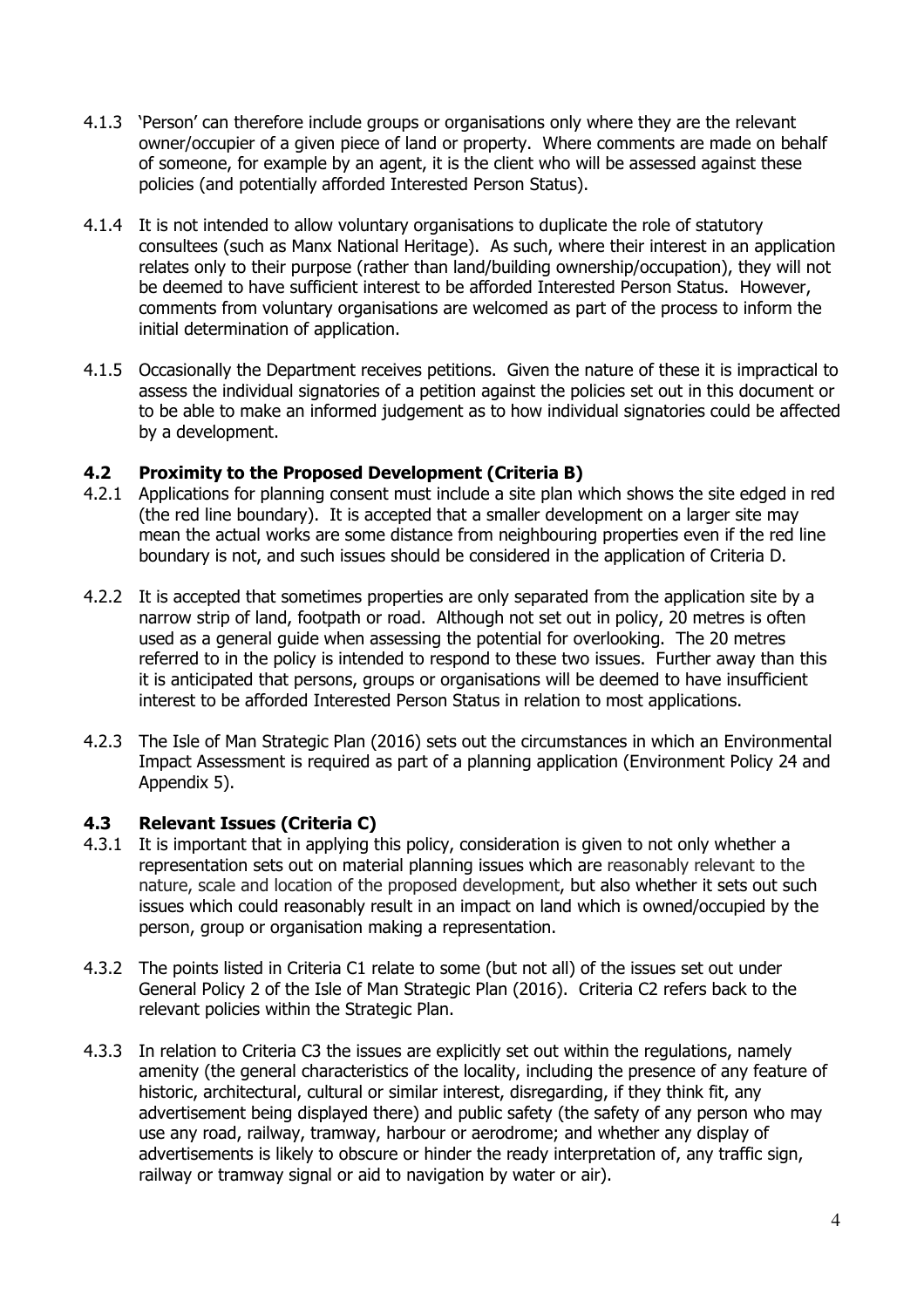4.1.3 'Person' can therefore include groups or organisations only where they are the relevant owner/occupier of a given piece of land or property. Where comments are made on behalf of someone, for example by an agent, it is the client who will be assessed against these policies (and potentially afforded Interested Person Status).

4.1.4 It is not intended to allow voluntary organisations to duplicate the role of statutory consultees (such as Manx National Heritage). As such, where their interest in an application relates only to their purpose (rather than land/building ownership/occupation), they will not be deemed to have sufficient interest to be afforded Interested Person Status. However, comments from voluntary organisations are welcomed as part of the process to inform the initial determination of application.

4.1.5 Occasionally the Department receives petitions. Given the nature of these it is impractical to assess the individual signatories of a petition against the policies set out in this document or to be able to make an informed judgement as to how individual signatories could be affected by a development.

### 4.2 Proximity to the Proposed Development (Criteria B)

4.2.1 Applications for planning consent must include a site plan which shows the site edged in red (the red line boundary). It is accepted that a smaller development on a larger site may mean the actual works are some distance from neighbouring properties even if the red line boundary is not, and such issues should be considered in the application of Criteria D.

4.2.2 It is accepted that sometimes properties are only separated from the application site by a narrow strip of land, footpath or road. Although not set out in policy, 20 metres is often used as a general guide when assessing the potential for overlooking. The 20 metres referred to in the policy is intended to respond to these two issues. Further away than this it is anticipated that persons, groups or organisations will be deemed to have insufficient interest to be afforded Interested Person Status in relation to most applications.

4.2.3 The Isle of Man Strategic Plan (2016) sets out the circumstances in which an Environmental Impact Assessment is required as part of a planning application (Environment Policy 24 and Appendix 5).

### 4.3 Relevant Issues (Criteria C)

4.3.1 It is important that in applying this policy, consideration is given to not only whether a representation sets out on material planning issues which are reasonably relevant to the nature, scale and location of the proposed development, but also whether it sets out such issues which could reasonably result in an impact on land which is owned/occupied by the person, group or organisation making a representation.

4.3.2 The points listed in Criteria C1 relate to some (but not all) of the issues set out under General Policy 2 of the Isle of Man Strategic Plan (2016). Criteria C2 refers back to the relevant policies within the Strategic Plan.

4.3.3 In relation to Criteria C3 the issues are explicitly set out within the regulations, namely amenity (the general characteristics of the locality, including the presence of any feature of historic, architectural, cultural or similar interest, disregarding, if they think fit, any advertisement being displayed there) and public safety (the safety of any person who may use any road, railway, tramway, harbour or aerodrome; and whether any display of advertisements is likely to obscure or hinder the ready interpretation of, any traffic sign, railway or tramway signal or aid to navigation by water or air).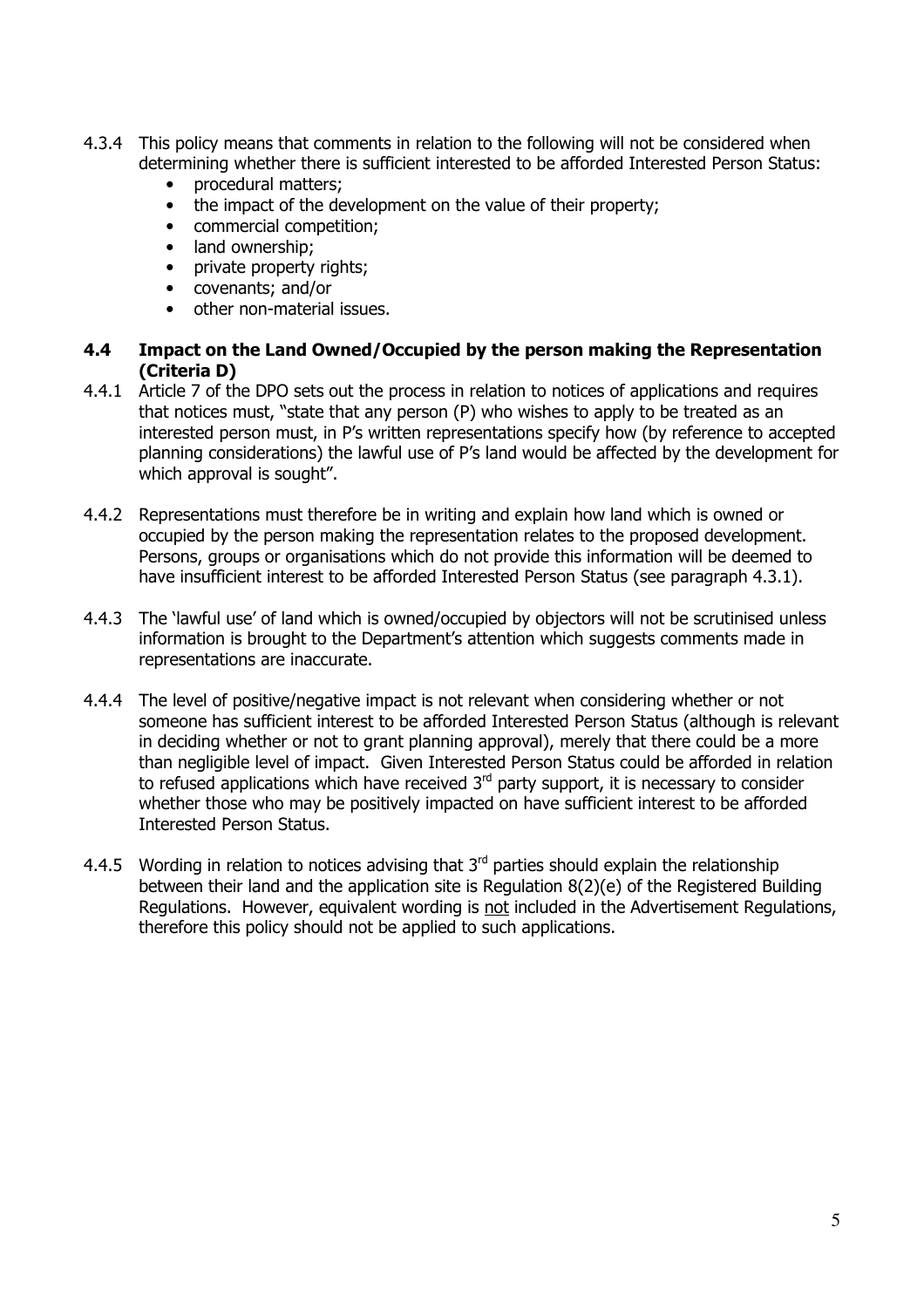4.3.4 This policy means that comments in relation to the following will not be considered when determining whether there is sufficient interested to be afforded Interested Person Status:

- procedural matters;
- the impact of the development on the value of their property;
- commercial competition;
- land ownership;
- private property rights;
- covenants; and/or
- other non-material issues.

### 4.4 Impact on the Land Owned/Occupied by the person making the Representation (Criteria D)

4.4.1 Article 7 of the DPO sets out the process in relation to notices of applications and requires that notices must, "state that any person (P) who wishes to apply to be treated as an interested person must, in P's written representations specify how (by reference to accepted planning considerations) the lawful use of P's land would be affected by the development for which approval is sought".

4.4.2 Representations must therefore be in writing and explain how land which is owned or occupied by the person making the representation relates to the proposed development. Persons, groups or organisations which do not provide this information will be deemed to have insufficient interest to be afforded Interested Person Status (see paragraph 4.3.1).

4.4.3 The 'lawful use' of land which is owned/occupied by objectors will not be scrutinised unless information is brought to the Department's attention which suggests comments made in representations are inaccurate.

4.4.4 The level of positive/negative impact is not relevant when considering whether or not someone has sufficient interest to be afforded Interested Person Status (although is relevant in deciding whether or not to grant planning approval), merely that there could be a more than negligible level of impact. Given Interested Person Status could be afforded in relation to refused applications which have received 3rd party support, it is necessary to consider whether those who may be positively impacted on have sufficient interest to be afforded Interested Person Status.

4.4.5 Wording in relation to notices advising that 3rd parties should explain the relationship between their land and the application site is Regulation 8(2)(e) of the Registered Building Regulations. However, equivalent wording is <u>not</u> included in the Advertisement Regulations, therefore this policy should not be applied to such applications.